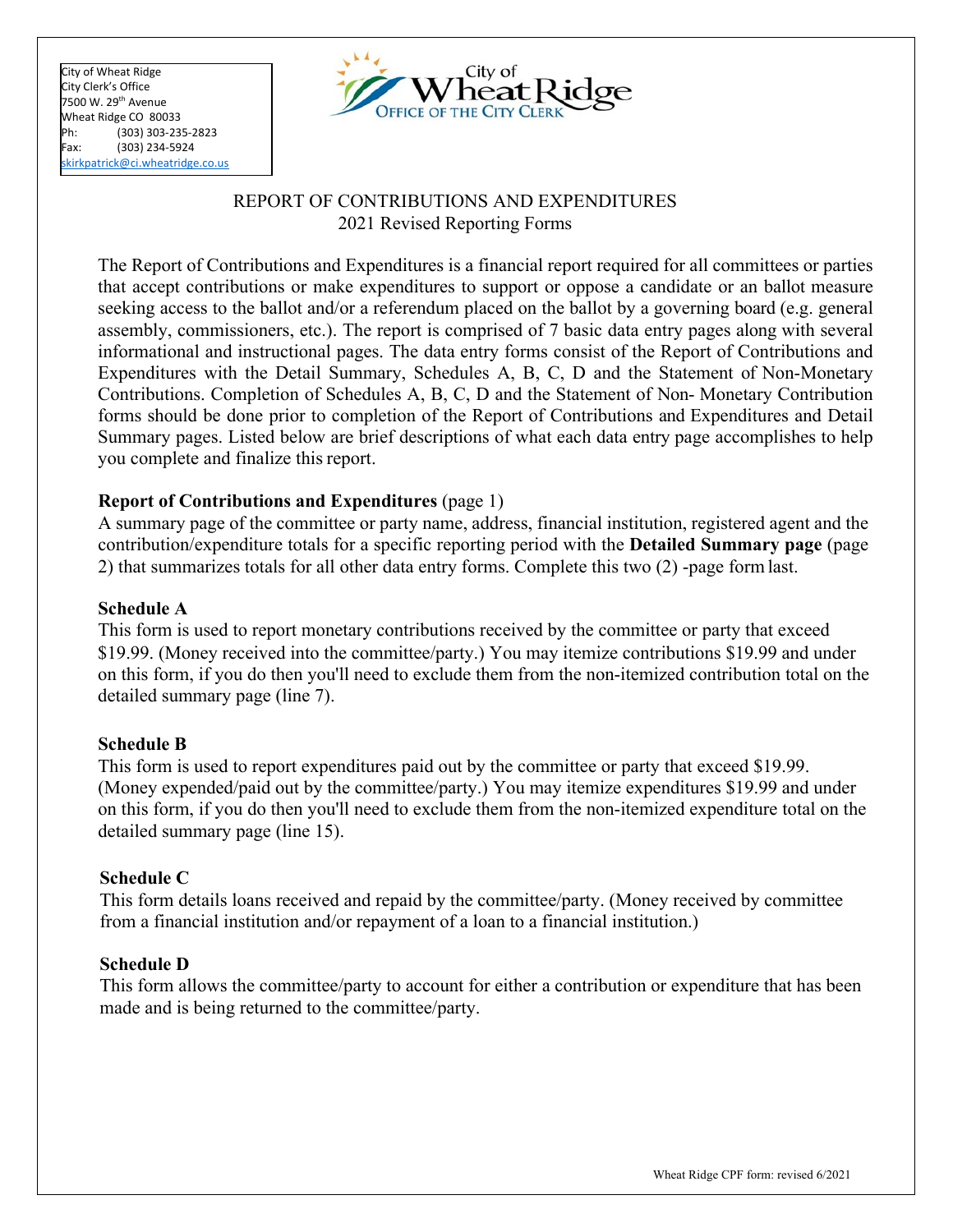City of Wheat Ridge
City Clerk's Office
7500 W. 29th Avenue
Wheat Ridge CO 80033
Ph: (303) 303-235-2823
Fax: (303) 234-5924
skirkpatrick@ci.wheatridge.co.us

City of Wheat Ridge
OFFICE OF THE CITY CLERK

# REPORT OF CONTRIBUTIONS AND EXPENDITURES
2021 Revised Reporting Forms

The Report of Contributions and Expenditures is a financial report required for all committees or parties that accept contributions or make expenditures to support or oppose a candidate or an ballot measure seeking access to the ballot and/or a referendum placed on the ballot by a governing board (e.g. general assembly, commissioners, etc.). The report is comprised of 7 basic data entry pages along with several informational and instructional pages. The data entry forms consist of the Report of Contributions and Expenditures with the Detail Summary, Schedules A, B, C, D and the Statement of Non-Monetary Contributions. Completion of Schedules A, B, C, D and the Statement of Non- Monetary Contribution forms should be done prior to completion of the Report of Contributions and Expenditures and Detail Summary pages. Listed below are brief descriptions of what each data entry page accomplishes to help you complete and finalize this report.

**Report of Contributions and Expenditures** (page 1)
A summary page of the committee or party name, address, financial institution, registered agent and the contribution/expenditure totals for a specific reporting period with the **Detailed Summary page** (page 2) that summarizes totals for all other data entry forms. Complete this two (2) -page form last.

**Schedule A**
This form is used to report monetary contributions received by the committee or party that exceed $19.99. (Money received into the committee/party.) You may itemize contributions $19.99 and under on this form, if you do then you'll need to exclude them from the non-itemized contribution total on the detailed summary page (line 7).

**Schedule B**
This form is used to report expenditures paid out by the committee or party that exceed $19.99. (Money expended/paid out by the committee/party.) You may itemize expenditures $19.99 and under on this form, if you do then you'll need to exclude them from the non-itemized expenditure total on the detailed summary page (line 15).

**Schedule C**
This form details loans received and repaid by the committee/party. (Money received by committee from a financial institution and/or repayment of a loan to a financial institution.)

**Schedule D**
This form allows the committee/party to account for either a contribution or expenditure that has been made and is being returned to the committee/party.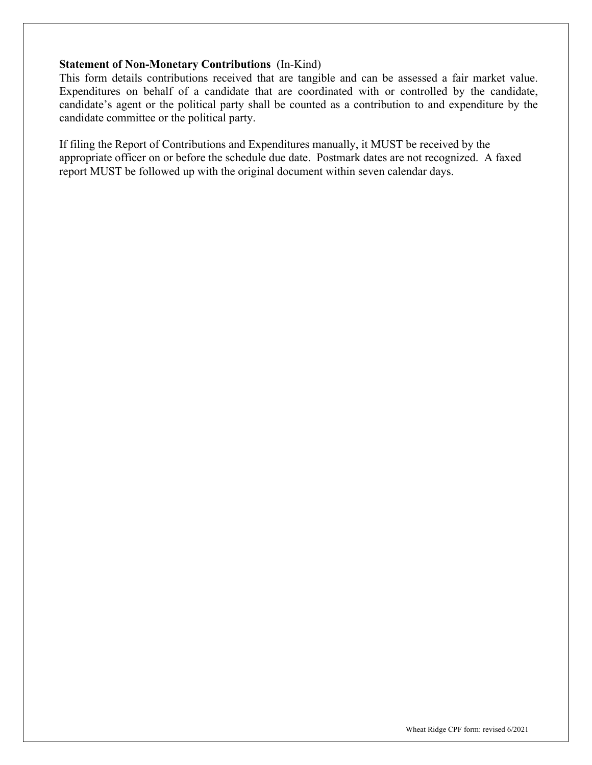**Statement of Non-Monetary Contributions** (In-Kind)

This form details contributions received that are tangible and can be assessed a fair market value. Expenditures on behalf of a candidate that are coordinated with or controlled by the candidate, candidate's agent or the political party shall be counted as a contribution to and expenditure by the candidate committee or the political party.

If filing the Report of Contributions and Expenditures manually, it MUST be received by the appropriate officer on or before the schedule due date. Postmark dates are not recognized. A faxed report MUST be followed up with the original document within seven calendar days.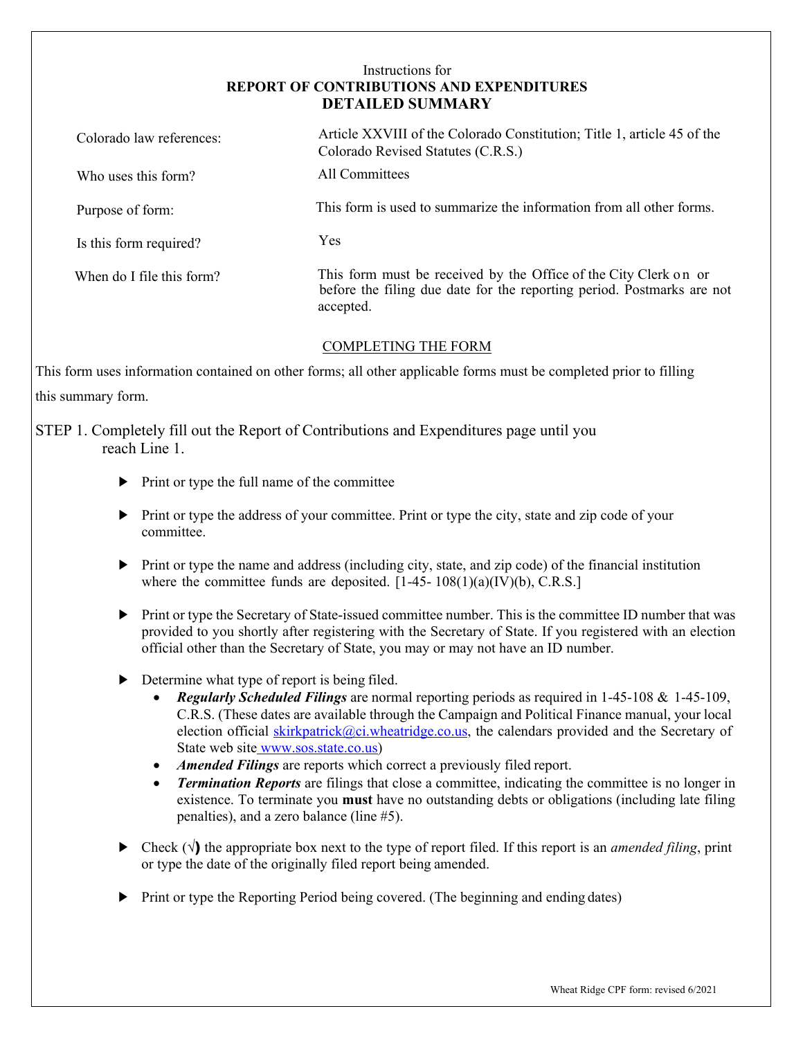# Instructions for
## REPORT OF CONTRIBUTIONS AND EXPENDITURES
## DETAILED SUMMARY

| | |
|---|---|
| Colorado law references: | Article XXVIII of the Colorado Constitution; Title 1, article 45 of the Colorado Revised Statutes (C.R.S.) |
| Who uses this form? | All Committees |
| Purpose of form: | This form is used to summarize the information from all other forms. |
| Is this form required? | Yes |
| When do I file this form? | This form must be received by the Office of the City Clerk on or before the filing due date for the reporting period. Postmarks are not accepted. |

COMPLETING THE FORM

This form uses information contained on other forms; all other applicable forms must be completed prior to filling this summary form.

STEP 1. Completely fill out the Report of Contributions and Expenditures page until you reach Line 1.

- Print or type the full name of the committee
- Print or type the address of your committee. Print or type the city, state and zip code of your committee.
- Print or type the name and address (including city, state, and zip code) of the financial institution where the committee funds are deposited. [1-45- 108(1)(a)(IV)(b), C.R.S.]
- Print or type the Secretary of State-issued committee number. This is the committee ID number that was provided to you shortly after registering with the Secretary of State. If you registered with an election official other than the Secretary of State, you may or may not have an ID number.
- Determine what type of report is being filed.
  - ***Regularly Scheduled Filings*** are normal reporting periods as required in 1-45-108 & 1-45-109, C.R.S. (These dates are available through the Campaign and Political Finance manual, your local election official skirkpatrick@ci.wheatridge.co.us, the calendars provided and the Secretary of State web site www.sos.state.co.us)
  - ***Amended Filings*** are reports which correct a previously filed report.
  - ***Termination Reports*** are filings that close a committee, indicating the committee is no longer in existence. To terminate you **must** have no outstanding debts or obligations (including late filing penalties), and a zero balance (line #5).
- Check (√) the appropriate box next to the type of report filed. If this report is an *amended filing*, print or type the date of the originally filed report being amended.
- Print or type the Reporting Period being covered. (The beginning and ending dates)

Wheat Ridge CPF form: revised 6/2021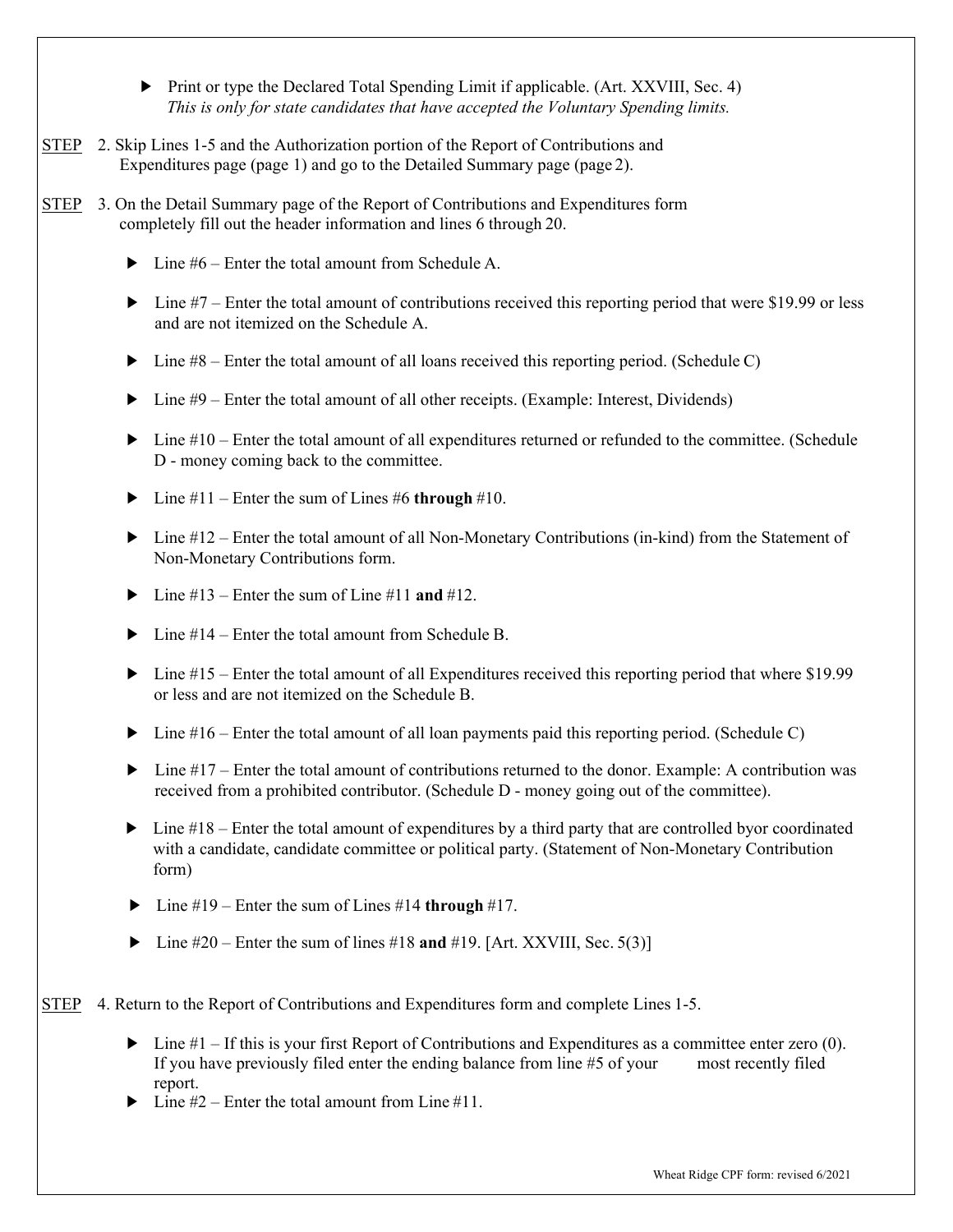- Print or type the Declared Total Spending Limit if applicable. (Art. XXVIII, Sec. 4) *This is only for state candidates that have accepted the Voluntary Spending limits.*

STEP 2. Skip Lines 1-5 and the Authorization portion of the Report of Contributions and Expenditures page (page 1) and go to the Detailed Summary page (page 2).

STEP 3. On the Detail Summary page of the Report of Contributions and Expenditures form completely fill out the header information and lines 6 through 20.

- Line #6 – Enter the total amount from Schedule A.
- Line #7 – Enter the total amount of contributions received this reporting period that were $19.99 or less and are not itemized on the Schedule A.
- Line #8 – Enter the total amount of all loans received this reporting period. (Schedule C)
- Line #9 – Enter the total amount of all other receipts. (Example: Interest, Dividends)
- Line #10 – Enter the total amount of all expenditures returned or refunded to the committee. (Schedule D - money coming back to the committee.
- Line #11 – Enter the sum of Lines #6 **through** #10.
- Line #12 – Enter the total amount of all Non-Monetary Contributions (in-kind) from the Statement of Non-Monetary Contributions form.
- Line #13 – Enter the sum of Line #11 **and** #12.
- Line #14 – Enter the total amount from Schedule B.
- Line #15 – Enter the total amount of all Expenditures received this reporting period that where $19.99 or less and are not itemized on the Schedule B.
- Line #16 – Enter the total amount of all loan payments paid this reporting period. (Schedule C)
- Line #17 – Enter the total amount of contributions returned to the donor. Example: A contribution was received from a prohibited contributor. (Schedule D - money going out of the committee).
- Line #18 – Enter the total amount of expenditures by a third party that are controlled byor coordinated with a candidate, candidate committee or political party. (Statement of Non-Monetary Contribution form)
- Line #19 – Enter the sum of Lines #14 **through** #17.
- Line #20 – Enter the sum of lines #18 **and** #19. [Art. XXVIII, Sec. 5(3)]

STEP 4. Return to the Report of Contributions and Expenditures form and complete Lines 1-5.

- Line #1 – If this is your first Report of Contributions and Expenditures as a committee enter zero (0). If you have previously filed enter the ending balance from line #5 of your most recently filed report.
- Line #2 – Enter the total amount from Line #11.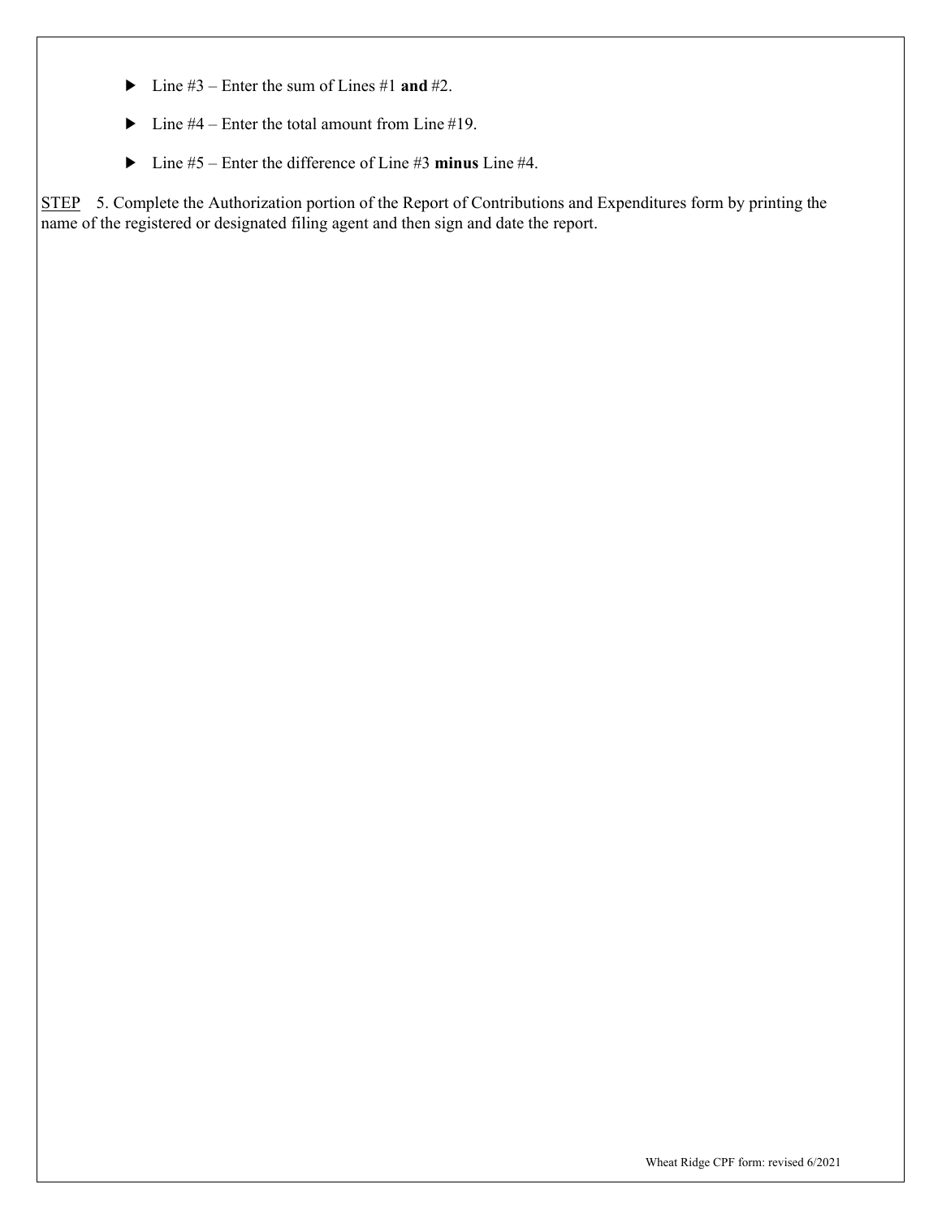- Line #3 – Enter the sum of Lines #1 **and** #2.
- Line #4 – Enter the total amount from Line #19.
- Line #5 – Enter the difference of Line #3 **minus** Line #4.

STEP 5. Complete the Authorization portion of the Report of Contributions and Expenditures form by printing the name of the registered or designated filing agent and then sign and date the report.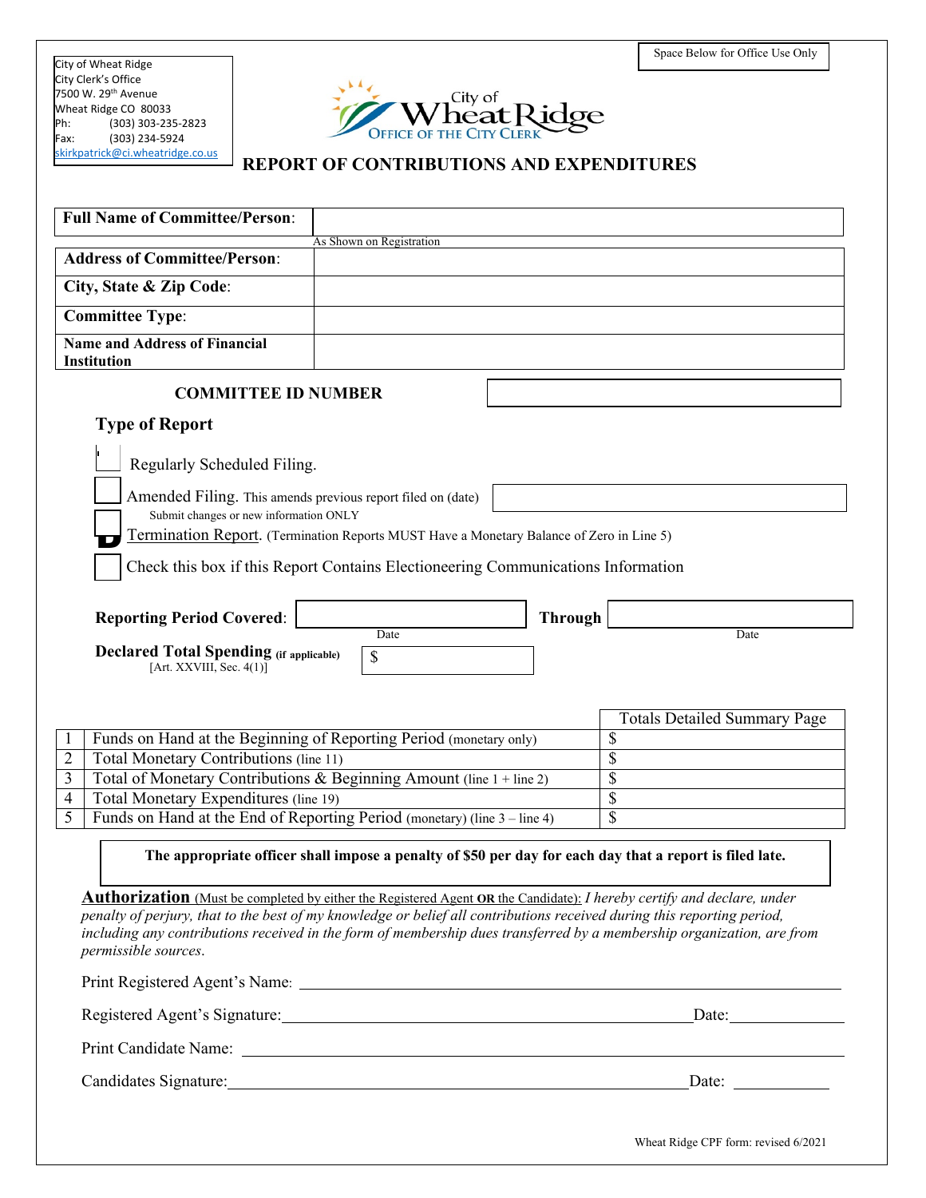City of Wheat Ridge
City Clerk's Office
7500 W. 29th Avenue
Wheat Ridge CO 80033
Ph: (303) 303-235-2823
Fax: (303) 234-5924
skirkpatrick@ci.wheatridge.co.us

Space Below for Office Use Only

City of Wheat Ridge
OFFICE OF THE CITY CLERK

# REPORT OF CONTRIBUTIONS AND EXPENDITURES

| | |
|---|---|
| **Full Name of Committee/Person**: | |
| | As Shown on Registration |
| **Address of Committee/Person**: | |
| **City, State & Zip Code**: | |
| **Committee Type**: | |
| **Name and Address of Financial Institution** | |

**COMMITTEE ID NUMBER** ________________

## Type of Report

☐ Regularly Scheduled Filing.

☐ Amended Filing. This amends previous report filed on (date) ________________
Submit changes or new information ONLY

☐ Termination Report. (Termination Reports MUST Have a Monetary Balance of Zero in Line 5)

☐ Check this box if this Report Contains Electioneering Communications Information

**Reporting Period Covered**: ________________ (Date) **Through** ________________ (Date)

**Declared Total Spending** (if applicable) [Art. XXVIII, Sec. 4(1)] $ ________________

| | | Totals Detailed Summary Page |
|---|---|---|
| 1 | Funds on Hand at the Beginning of Reporting Period (monetary only) | $ |
| 2 | Total Monetary Contributions (line 11) | $ |
| 3 | Total of Monetary Contributions & Beginning Amount (line 1 + line 2) | $ |
| 4 | Total Monetary Expenditures (line 19) | $ |
| 5 | Funds on Hand at the End of Reporting Period (monetary) (line 3 – line 4) | $ |

**The appropriate officer shall impose a penalty of $50 per day for each day that a report is filed late.**

**Authorization** (Must be completed by either the Registered Agent **OR** the Candidate): *I hereby certify and declare, under penalty of perjury, that to the best of my knowledge or belief all contributions received during this reporting period, including any contributions received in the form of membership dues transferred by a membership organization, are from permissible sources.*

Print Registered Agent's Name: ________________________________

Registered Agent's Signature: ________________________________ Date: ____________

Print Candidate Name: ________________________________

Candidates Signature: ________________________________ Date: ____________

Wheat Ridge CPF form: revised 6/2021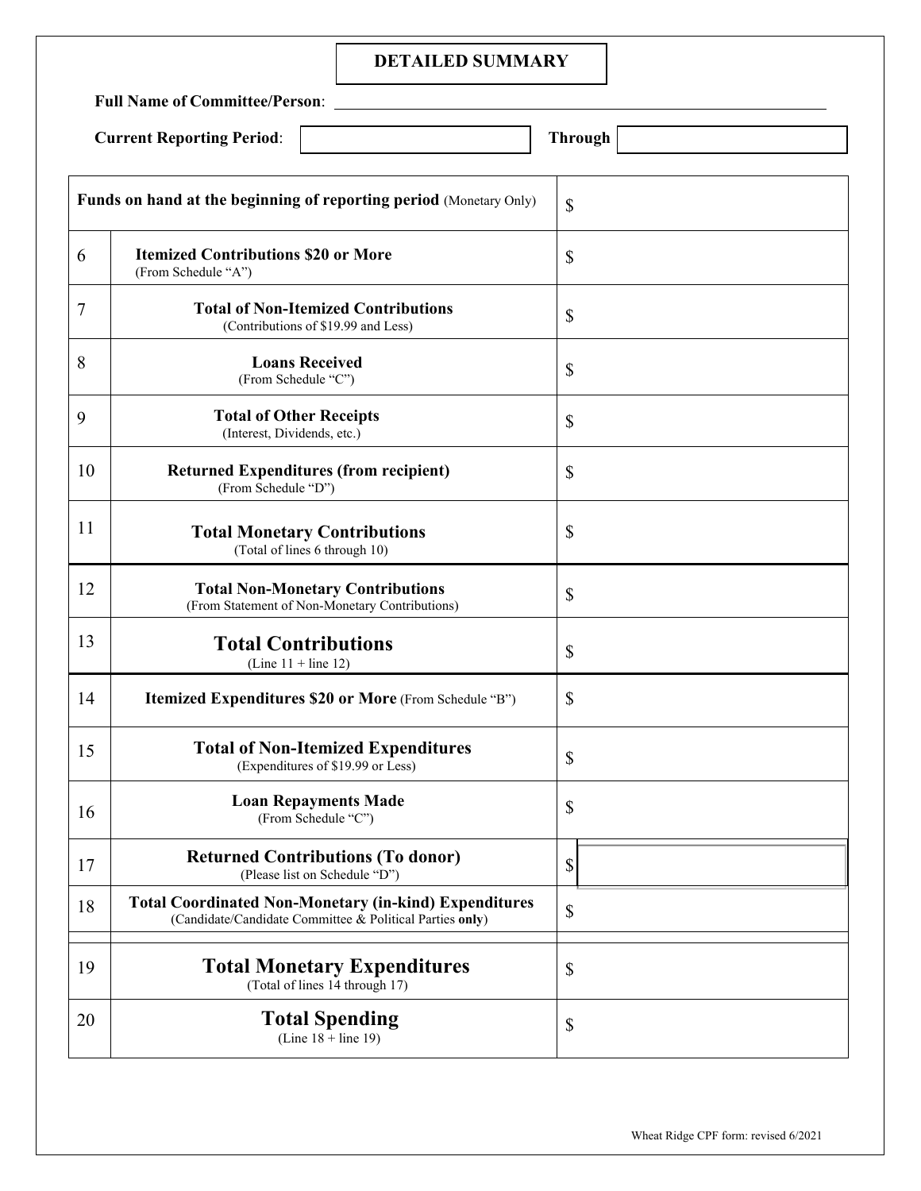# DETAILED SUMMARY

**Full Name of Committee/Person**: ______________________________

**Current Reporting Period**: __________ **Through** __________

| | | |
|---|---|---|
| **Funds on hand at the beginning of reporting period** (Monetary Only) | | $ |
| 6 | **Itemized Contributions $20 or More** (From Schedule "A") | $ |
| 7 | **Total of Non-Itemized Contributions** (Contributions of $19.99 and Less) | $ |
| 8 | **Loans Received** (From Schedule "C") | $ |
| 9 | **Total of Other Receipts** (Interest, Dividends, etc.) | $ |
| 10 | **Returned Expenditures (from recipient)** (From Schedule "D") | $ |
| 11 | **Total Monetary Contributions** (Total of lines 6 through 10) | $ |
| 12 | **Total Non-Monetary Contributions** (From Statement of Non-Monetary Contributions) | $ |
| 13 | **Total Contributions** (Line 11 + line 12) | $ |
| 14 | **Itemized Expenditures $20 or More** (From Schedule "B") | $ |
| 15 | **Total of Non-Itemized Expenditures** (Expenditures of $19.99 or Less) | $ |
| 16 | **Loan Repayments Made** (From Schedule "C") | $ |
| 17 | **Returned Contributions (To donor)** (Please list on Schedule "D") | $ |
| 18 | **Total Coordinated Non-Monetary (in-kind) Expenditures** (Candidate/Candidate Committee & Political Parties **only**) | $ |
| 19 | **Total Monetary Expenditures** (Total of lines 14 through 17) | $ |
| 20 | **Total Spending** (Line 18 + line 19) | $ |

Wheat Ridge CPF form: revised 6/2021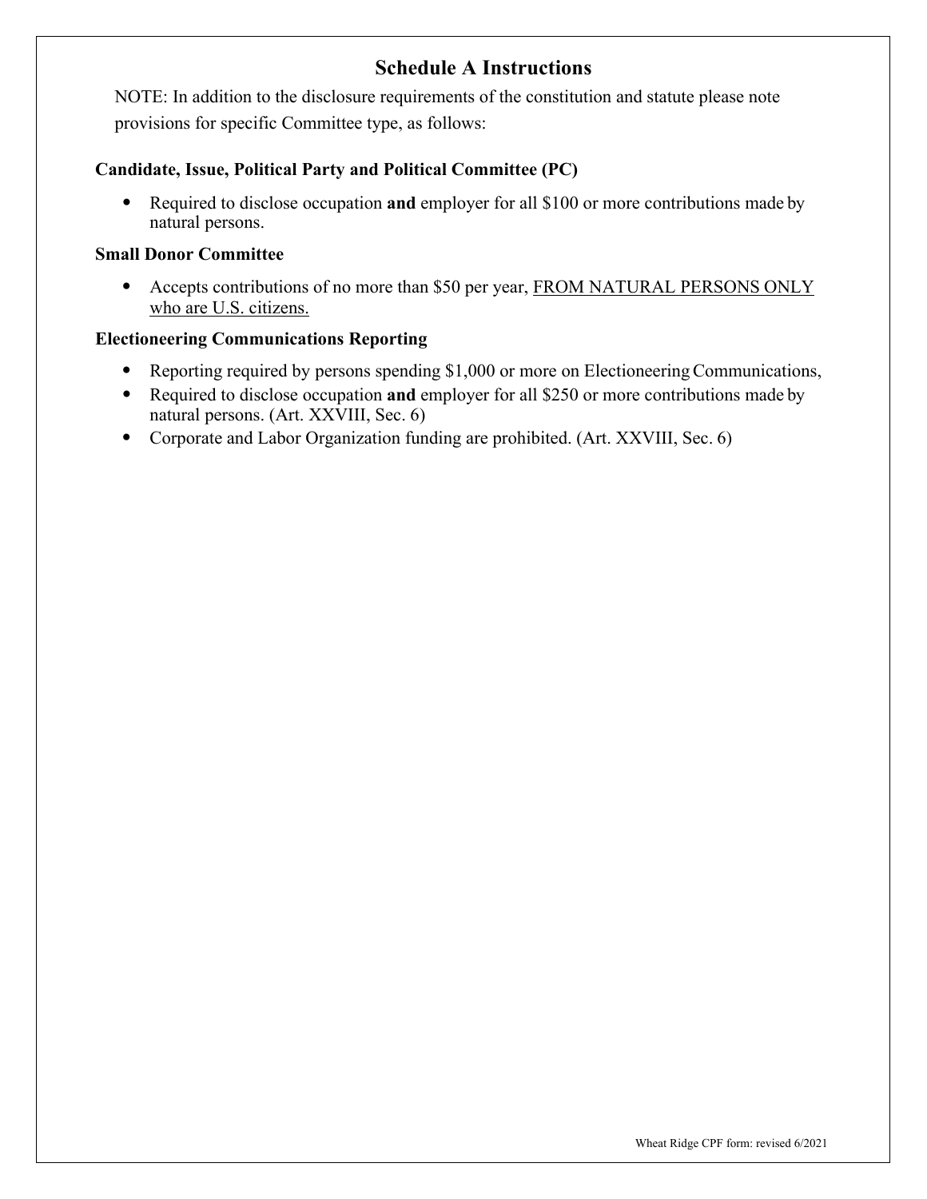## Schedule A Instructions

NOTE: In addition to the disclosure requirements of the constitution and statute please note provisions for specific Committee type, as follows:

**Candidate, Issue, Political Party and Political Committee (PC)**

- Required to disclose occupation **and** employer for all $100 or more contributions made by natural persons.

**Small Donor Committee**

- Accepts contributions of no more than $50 per year, <u>FROM NATURAL PERSONS ONLY who are U.S. citizens.</u>

**Electioneering Communications Reporting**

- Reporting required by persons spending $1,000 or more on Electioneering Communications,
- Required to disclose occupation **and** employer for all $250 or more contributions made by natural persons. (Art. XXVIII, Sec. 6)
- Corporate and Labor Organization funding are prohibited. (Art. XXVIII, Sec. 6)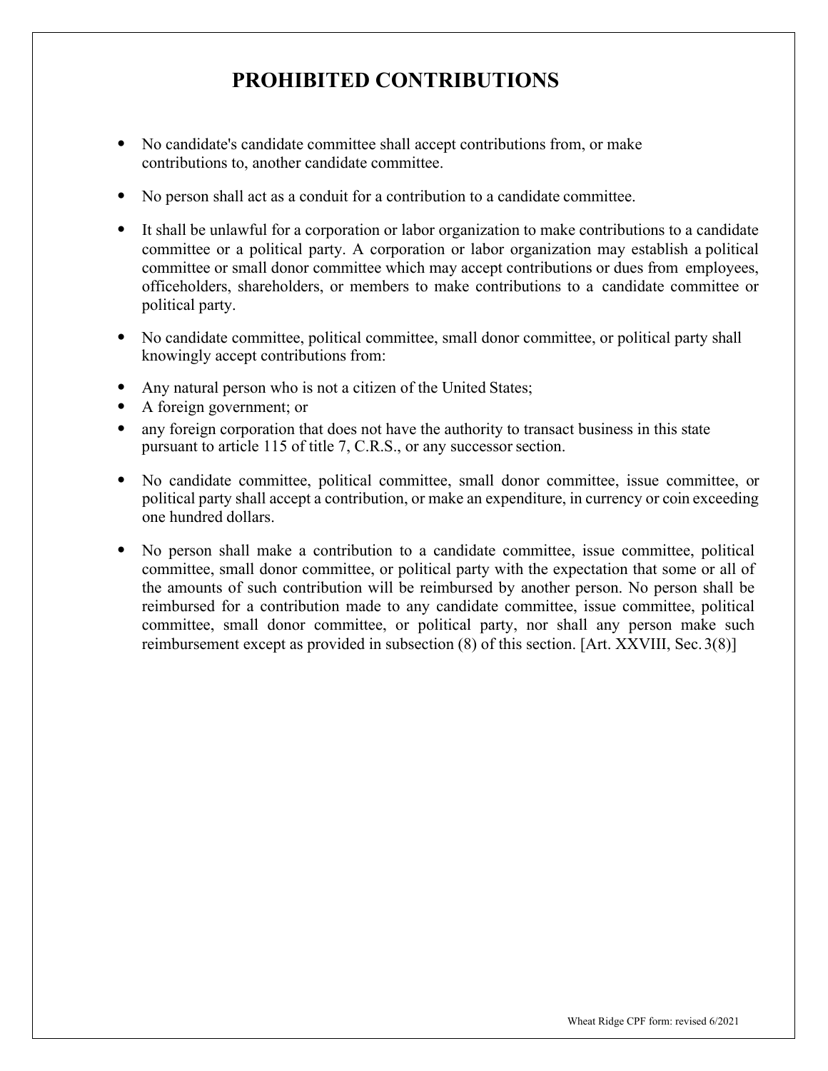# PROHIBITED CONTRIBUTIONS

- No candidate's candidate committee shall accept contributions from, or make contributions to, another candidate committee.
- No person shall act as a conduit for a contribution to a candidate committee.
- It shall be unlawful for a corporation or labor organization to make contributions to a candidate committee or a political party. A corporation or labor organization may establish a political committee or small donor committee which may accept contributions or dues from employees, officeholders, shareholders, or members to make contributions to a candidate committee or political party.
- No candidate committee, political committee, small donor committee, or political party shall knowingly accept contributions from:
- Any natural person who is not a citizen of the United States;
- A foreign government; or
- any foreign corporation that does not have the authority to transact business in this state pursuant to article 115 of title 7, C.R.S., or any successor section.
- No candidate committee, political committee, small donor committee, issue committee, or political party shall accept a contribution, or make an expenditure, in currency or coin exceeding one hundred dollars.
- No person shall make a contribution to a candidate committee, issue committee, political committee, small donor committee, or political party with the expectation that some or all of the amounts of such contribution will be reimbursed by another person. No person shall be reimbursed for a contribution made to any candidate committee, issue committee, political committee, small donor committee, or political party, nor shall any person make such reimbursement except as provided in subsection (8) of this section. [Art. XXVIII, Sec. 3(8)]

Wheat Ridge CPF form: revised 6/2021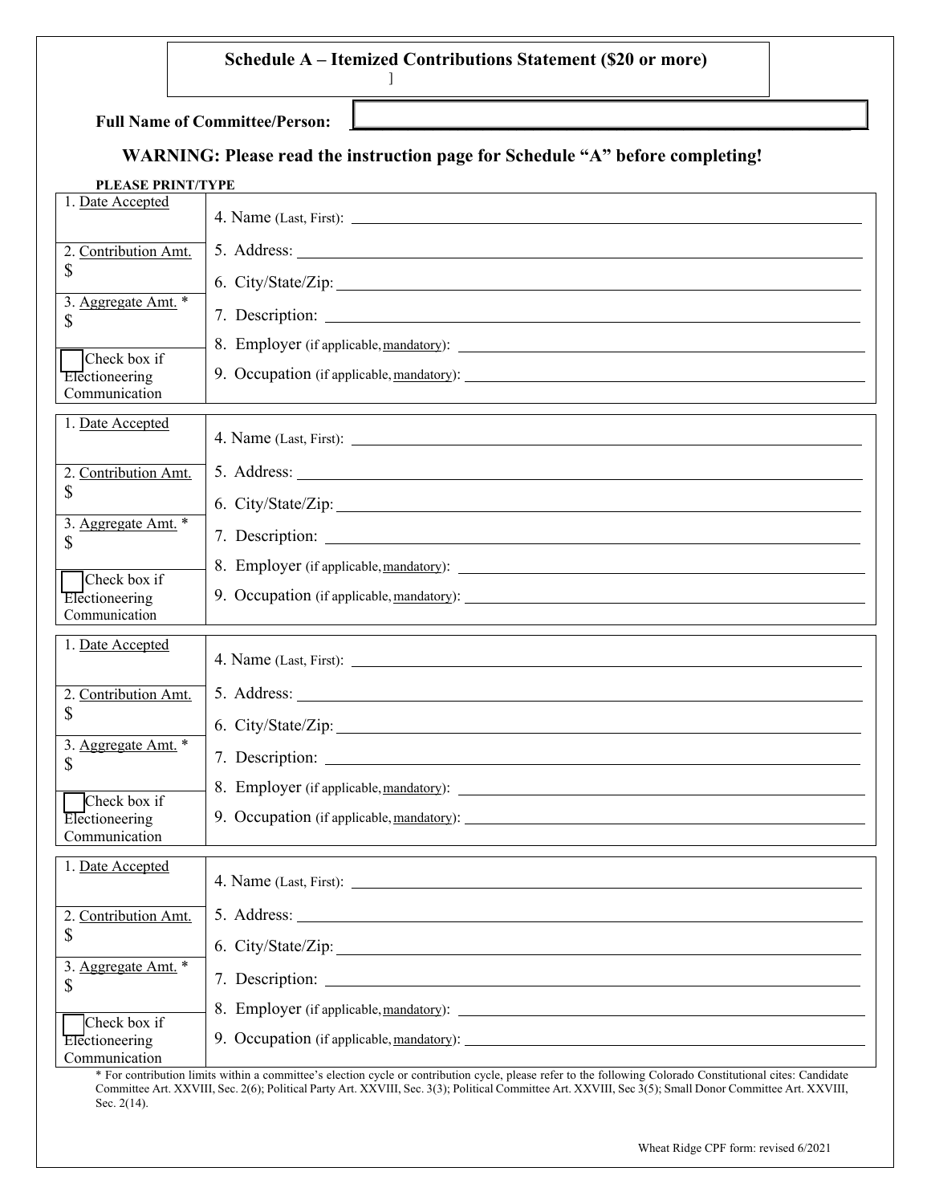## Schedule A – Itemized Contributions Statement ($20 or more)

]

**Full Name of Committee/Person:** ______________________________

### WARNING: Please read the instruction page for Schedule "A" before completing!

**PLEASE PRINT/TYPE**

| | |
|---|---|
| 1. Date Accepted | 4. Name (Last, First): |
| 2. Contribution Amt. $ | 5. Address: |
| | 6. City/State/Zip: |
| 3. Aggregate Amt. * $ | 7. Description: |
| | 8. Employer (if applicable, mandatory): |
| ☐ Check box if Electioneering Communication | 9. Occupation (if applicable, mandatory): |

| | |
|---|---|
| 1. Date Accepted | 4. Name (Last, First): |
| 2. Contribution Amt. $ | 5. Address: |
| | 6. City/State/Zip: |
| 3. Aggregate Amt. * $ | 7. Description: |
| | 8. Employer (if applicable, mandatory): |
| ☐ Check box if Electioneering Communication | 9. Occupation (if applicable, mandatory): |

| | |
|---|---|
| 1. Date Accepted | 4. Name (Last, First): |
| 2. Contribution Amt. $ | 5. Address: |
| | 6. City/State/Zip: |
| 3. Aggregate Amt. * $ | 7. Description: |
| | 8. Employer (if applicable, mandatory): |
| ☐ Check box if Electioneering Communication | 9. Occupation (if applicable, mandatory): |

| | |
|---|---|
| 1. Date Accepted | 4. Name (Last, First): |
| 2. Contribution Amt. $ | 5. Address: |
| | 6. City/State/Zip: |
| 3. Aggregate Amt. * $ | 7. Description: |
| | 8. Employer (if applicable, mandatory): |
| ☐ Check box if Electioneering Communication | 9. Occupation (if applicable, mandatory): |

* For contribution limits within a committee's election cycle or contribution cycle, please refer to the following Colorado Constitutional cites: Candidate Committee Art. XXVIII, Sec. 2(6); Political Party Art. XXVIII, Sec. 3(3); Political Committee Art. XXVIII, Sec 3(5); Small Donor Committee Art. XXVIII, Sec. 2(14).

Wheat Ridge CPF form: revised 6/2021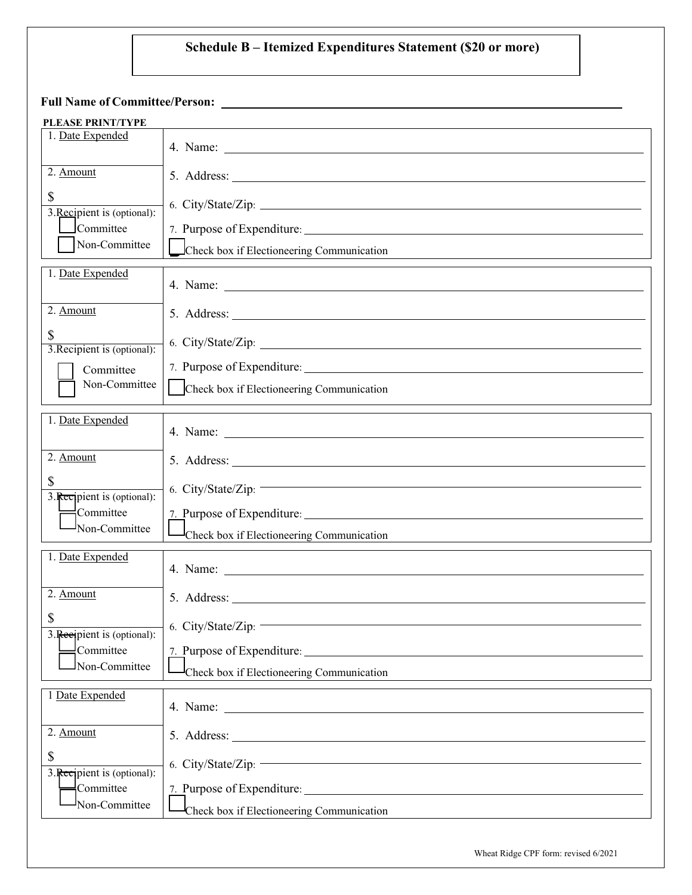# Schedule B – Itemized Expenditures Statement ($20 or more)

**Full Name of Committee/Person:** ______________________________

**PLEASE PRINT/TYPE**

| | |
|---|---|
| 1. Date Expended | 4. Name: |
| 2. Amount<br>$ | 5. Address: |
| 3. Recipient is (optional):<br>☐ Committee<br>☐ Non-Committee | 6. City/State/Zip:<br>7. Purpose of Expenditure:<br>☐ Check box if Electioneering Communication |

| | |
|---|---|
| 1. Date Expended | 4. Name: |
| 2. Amount<br>$ | 5. Address: |
| 3. Recipient is (optional):<br>☐ Committee<br>☐ Non-Committee | 6. City/State/Zip:<br>7. Purpose of Expenditure:<br>☐ Check box if Electioneering Communication |

| | |
|---|---|
| 1. Date Expended | 4. Name: |
| 2. Amount<br>$ | 5. Address: |
| 3. Recipient is (optional):<br>☐ Committee<br>☐ Non-Committee | 6. City/State/Zip:<br>7. Purpose of Expenditure:<br>☐ Check box if Electioneering Communication |

| | |
|---|---|
| 1. Date Expended | 4. Name: |
| 2. Amount<br>$ | 5. Address: |
| 3. Recipient is (optional):<br>☐ Committee<br>☐ Non-Committee | 6. City/State/Zip:<br>7. Purpose of Expenditure:<br>☐ Check box if Electioneering Communication |

| | |
|---|---|
| 1 Date Expended | 4. Name: |
| 2. Amount<br>$ | 5. Address: |
| 3. Recipient is (optional):<br>☐ Committee<br>☐ Non-Committee | 6. City/State/Zip:<br>7. Purpose of Expenditure:<br>☐ Check box if Electioneering Communication |

Wheat Ridge CPF form: revised 6/2021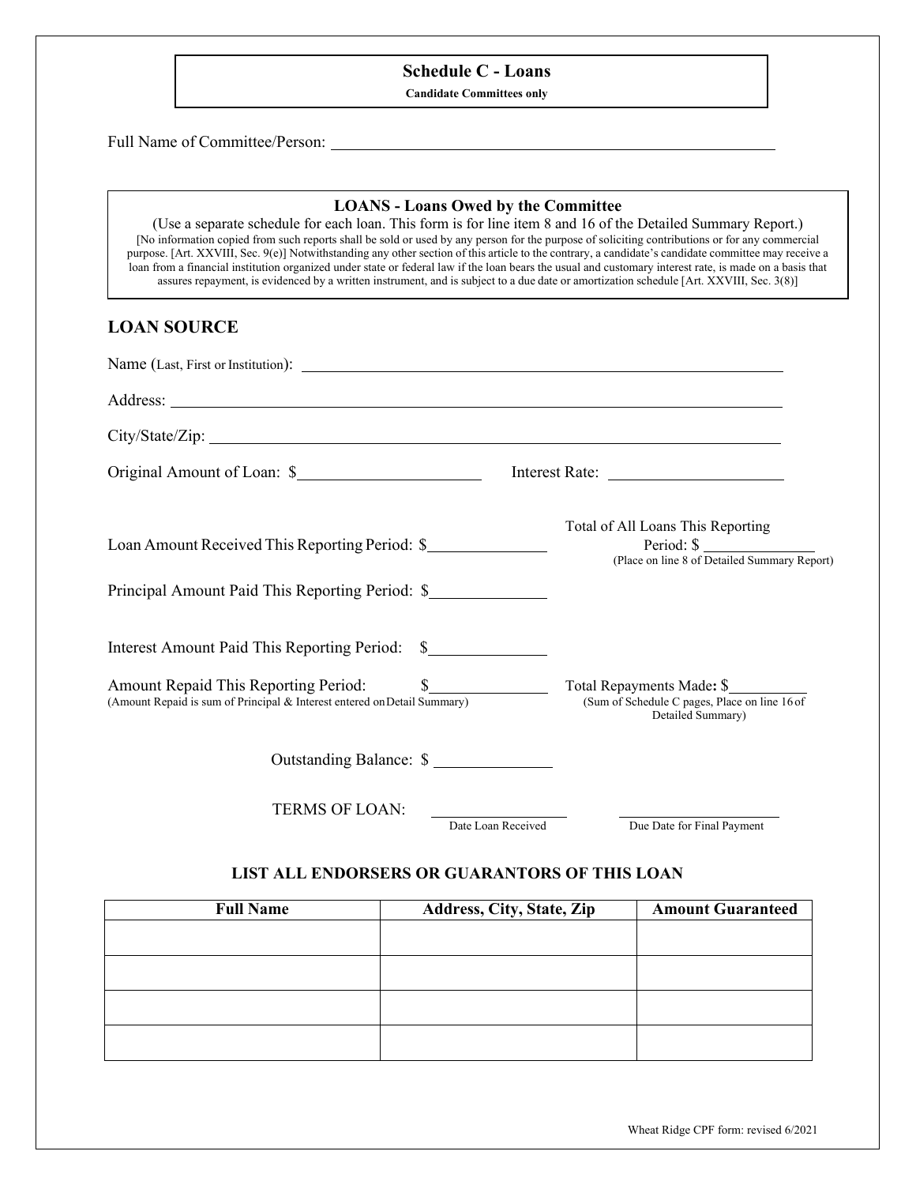## Schedule C - Loans

**Candidate Committees only**

Full Name of Committee/Person: ______________________________________________

### LOANS - Loans Owed by the Committee

(Use a separate schedule for each loan. This form is for line item 8 and 16 of the Detailed Summary Report.)

[No information copied from such reports shall be sold or used by any person for the purpose of soliciting contributions or for any commercial purpose. [Art. XXVIII, Sec. 9(e)] Notwithstanding any other section of this article to the contrary, a candidate's candidate committee may receive a loan from a financial institution organized under state or federal law if the loan bears the usual and customary interest rate, is made on a basis that assures repayment, is evidenced by a written instrument, and is subject to a due date or amortization schedule [Art. XXVIII, Sec. 3(8)]

## LOAN SOURCE

Name (Last, First or Institution): ______________________________________________

Address: ______________________________________________

City/State/Zip: ______________________________________________

Original Amount of Loan: $____________________ Interest Rate: ____________________

Loan Amount Received This Reporting Period: $______________

Total of All Loans This Reporting Period: $ ______________
(Place on line 8 of Detailed Summary Report)

Principal Amount Paid This Reporting Period: $______________

Interest Amount Paid This Reporting Period: $______________

Amount Repaid This Reporting Period: $______________
(Amount Repaid is sum of Principal & Interest entered on Detail Summary)

Total Repayments Made: $__________
(Sum of Schedule C pages, Place on line 16 of Detailed Summary)

Outstanding Balance: $ ______________

TERMS OF LOAN: ______________ ______________
Date Loan Received / Due Date for Final Payment

### LIST ALL ENDORSERS OR GUARANTORS OF THIS LOAN

| Full Name | Address, City, State, Zip | Amount Guaranteed |
|---|---|---|
| | | |
| | | |
| | | |
| | | |

Wheat Ridge CPF form: revised 6/2021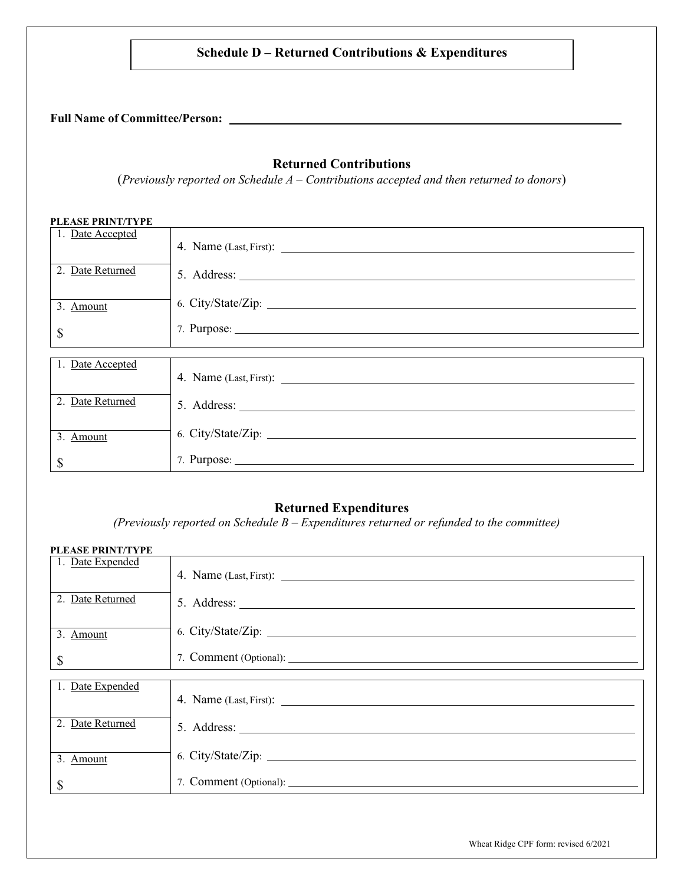# Schedule D – Returned Contributions & Expenditures

**Full Name of Committee/Person:** ______________________________________________

## Returned Contributions

(*Previously reported on Schedule A – Contributions accepted and then returned to donors*)

**PLEASE PRINT/TYPE**

| | |
|---|---|
| 1. Date Accepted | 4. Name (Last, First): ______________________________ |
| 2. Date Returned | 5. Address: ______________________________ |
| 3. Amount | 6. City/State/Zip: ______________________________ |
| $ | 7. Purpose: ______________________________ |

| | |
|---|---|
| 1. Date Accepted | 4. Name (Last, First): ______________________________ |
| 2. Date Returned | 5. Address: ______________________________ |
| 3. Amount | 6. City/State/Zip: ______________________________ |
| $ | 7. Purpose: ______________________________ |

## Returned Expenditures

*(Previously reported on Schedule B – Expenditures returned or refunded to the committee)*

**PLEASE PRINT/TYPE**

| | |
|---|---|
| 1. Date Expended | 4. Name (Last, First): ______________________________ |
| 2. Date Returned | 5. Address: ______________________________ |
| 3. Amount | 6. City/State/Zip: ______________________________ |
| $ | 7. Comment (Optional): ______________________________ |

| | |
|---|---|
| 1. Date Expended | 4. Name (Last, First): ______________________________ |
| 2. Date Returned | 5. Address: ______________________________ |
| 3. Amount | 6. City/State/Zip: ______________________________ |
| $ | 7. Comment (Optional): ______________________________ |

Wheat Ridge CPF form: revised 6/2021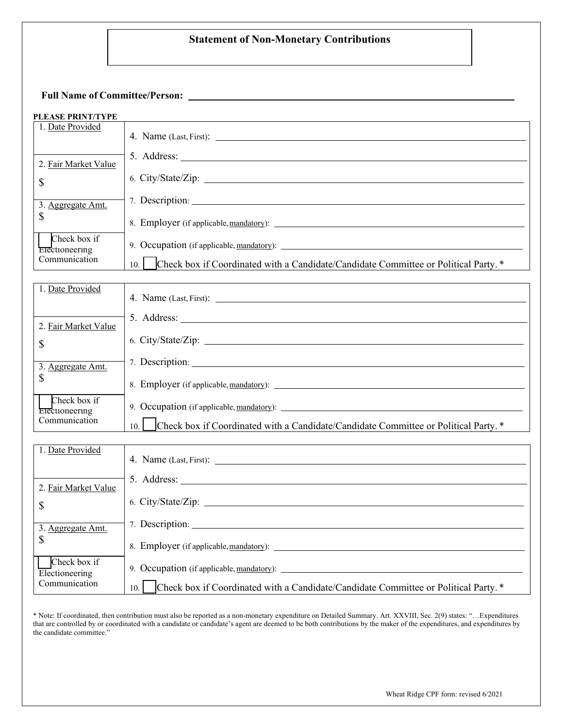# Statement of Non-Monetary Contributions

**Full Name of Committee/Person:** ____________________________________________

**PLEASE PRINT/TYPE**

| | |
|---|---|
| 1. Date Provided | 4. Name (Last, First): ____________________ |
| | 5. Address: ____________________ |
| 2. Fair Market Value $ | 6. City/State/Zip: ____________________ |
| | 7. Description: ____________________ |
| 3. Aggregate Amt. $ | 8. Employer (if applicable, mandatory): ____________________ |
| ☐ Check box if Electioneering Communication | 9. Occupation (if applicable, mandatory): ____________________ |
| | 10. ☐ Check box if Coordinated with a Candidate/Candidate Committee or Political Party. * |

| | |
|---|---|
| 1. Date Provided | 4. Name (Last, First): ____________________ |
| | 5. Address: ____________________ |
| 2. Fair Market Value $ | 6. City/State/Zip: ____________________ |
| | 7. Description: ____________________ |
| 3. Aggregate Amt. $ | 8. Employer (if applicable, mandatory): ____________________ |
| ☐ Check box if Electioneering Communication | 9. Occupation (if applicable, mandatory): ____________________ |
| | 10. ☐ Check box if Coordinated with a Candidate/Candidate Committee or Political Party. * |

| | |
|---|---|
| 1. Date Provided | 4. Name (Last, First): ____________________ |
| | 5. Address: ____________________ |
| 2. Fair Market Value $ | 6. City/State/Zip: ____________________ |
| | 7. Description: ____________________ |
| 3. Aggregate Amt. $ | 8. Employer (if applicable, mandatory): ____________________ |
| ☐ Check box if Electioneering Communication | 9. Occupation (if applicable, mandatory): ____________________ |
| | 10. ☐ Check box if Coordinated with a Candidate/Candidate Committee or Political Party. * |

\* Note: If coordinated, then contribution must also be reported as a non-monetary expenditure on Detailed Summary. Art. XXVIII, Sec. 2(9) states: "…Expenditures that are controlled by or coordinated with a candidate or candidate's agent are deemed to be both contributions by the maker of the expenditures, and expenditures by the candidate committee."

Wheat Ridge CPF form: revised 6/2021